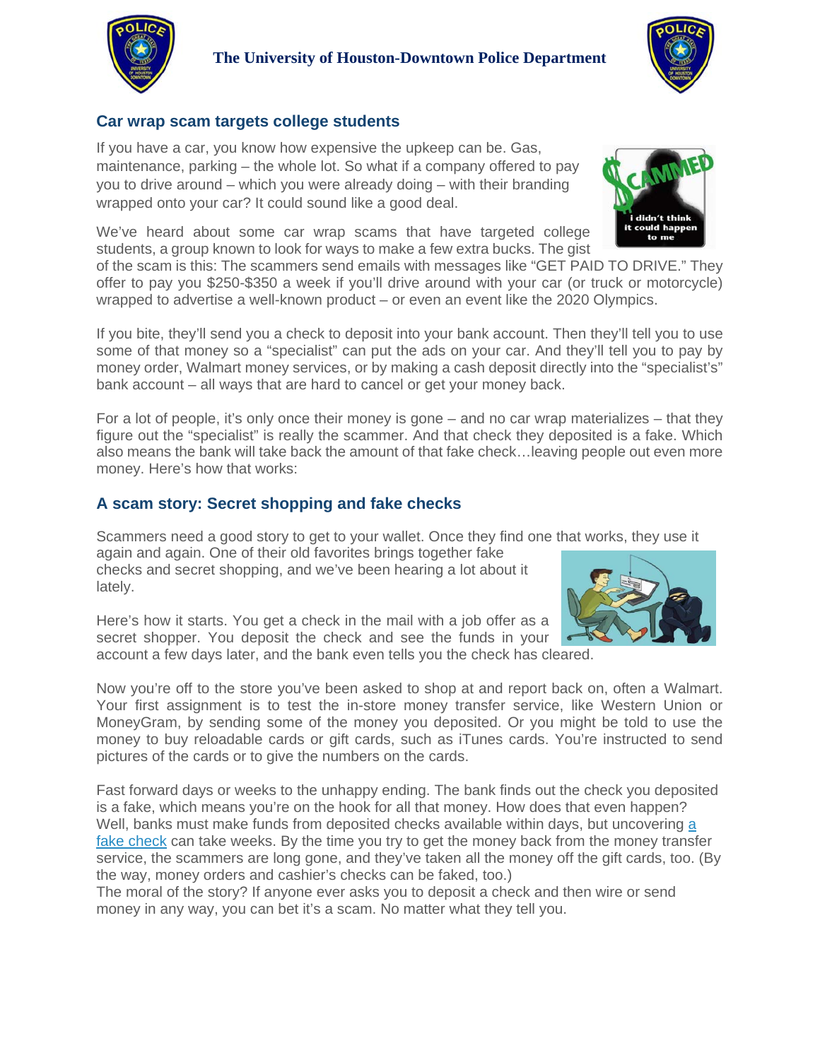**The University of Houston-Downtown Police Department**

## Car wrap scam targets college students

If you have a car, you know how expensive the upkeep can be. Gas, maintenance, parking – the whole lot. So what if a company offered to pay you to drive around – which you were already doing – with their branding wrapped onto your car? It could sound like a good deal.

We've heard about some car wrap scams that have targeted college students, a group known to look for ways to make a few extra bucks. The gist of the scam is this: The scammers send emails with messages like "GET PAID TO DRIVE." They offer to pay you $250-$350 a week if you'll drive around with your car (or truck or motorcycle) wrapped to advertise a well-known product – or even an event like the 2020 Olympics.

If you bite, they'll send you a check to deposit into your bank account. Then they'll tell you to use some of that money so a "specialist" can put the ads on your car. And they'll tell you to pay by money order, Walmart money services, or by making a cash deposit directly into the "specialist's" bank account – all ways that are hard to cancel or get your money back.

For a lot of people, it's only once their money is gone – and no car wrap materializes – that they figure out the "specialist" is really the scammer. And that check they deposited is a fake. Which also means the bank will take back the amount of that fake check…leaving people out even more money. Here's how that works:

## A scam story: Secret shopping and fake checks

Scammers need a good story to get to your wallet. Once they find one that works, they use it again and again. One of their old favorites brings together fake checks and secret shopping, and we've been hearing a lot about it lately.

Here's how it starts. You get a check in the mail with a job offer as a secret shopper. You deposit the check and see the funds in your account a few days later, and the bank even tells you the check has cleared.

Now you're off to the store you've been asked to shop at and report back on, often a Walmart. Your first assignment is to test the in-store money transfer service, like Western Union or MoneyGram, by sending some of the money you deposited. Or you might be told to use the money to buy reloadable cards or gift cards, such as iTunes cards. You're instructed to send pictures of the cards or to give the numbers on the cards.

Fast forward days or weeks to the unhappy ending. The bank finds out the check you deposited is a fake, which means you're on the hook for all that money. How does that even happen? Well, banks must make funds from deposited checks available within days, but uncovering a fake check can take weeks. By the time you try to get the money back from the money transfer service, the scammers are long gone, and they've taken all the money off the gift cards, too. (By the way, money orders and cashier's checks can be faked, too.)

The moral of the story? If anyone ever asks you to deposit a check and then wire or send money in any way, you can bet it's a scam. No matter what they tell you.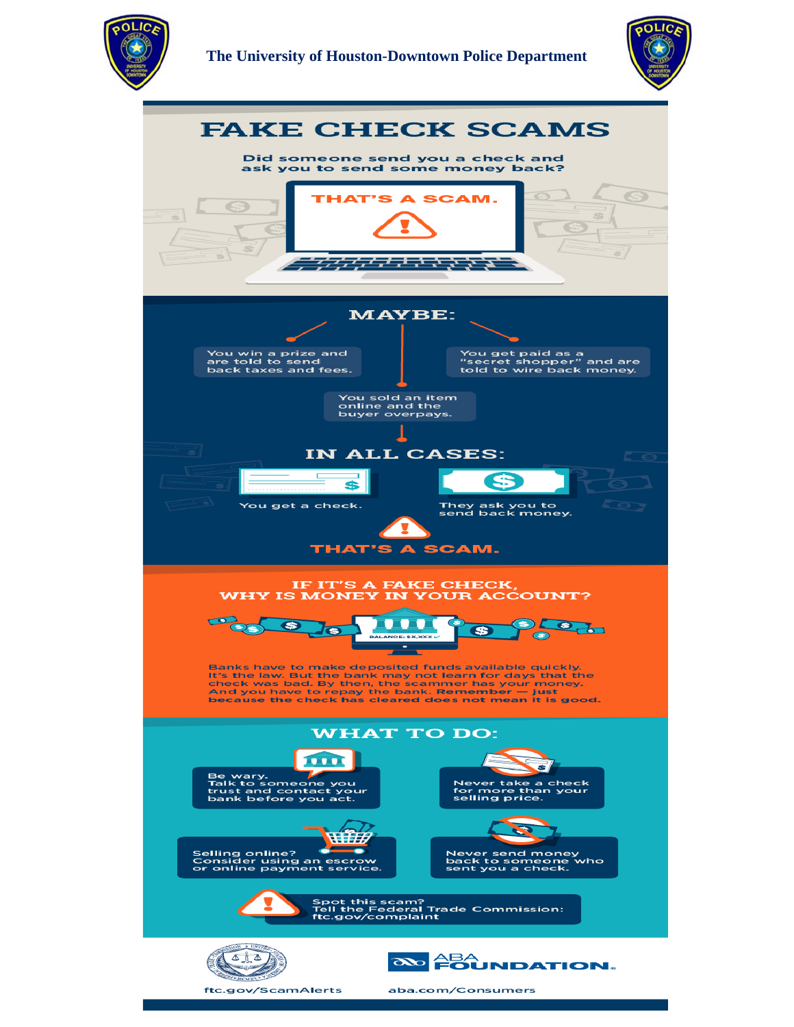The University of Houston-Downtown Police Department

# FAKE CHECK SCAMS

Did someone send you a check and ask you to send some money back?

THAT'S A SCAM.

## MAYBE:

You win a prize and are told to send back taxes and fees.

You get paid as a "secret shopper" and are told to wire back money.

You sold an item online and the buyer overpays.

## IN ALL CASES:

You get a check.

They ask you to send back money.

THAT'S A SCAM.

## IF IT'S A FAKE CHECK, WHY IS MONEY IN YOUR ACCOUNT?

BALANCE: $X,XXX

Banks have to make deposited funds available quickly. It's the law. But the bank may not learn for days that the check was bad. By then, the scammer has your money. And you have to repay the bank. **Remember — just because the check has cleared does not mean it is good.**

## WHAT TO DO:

Be wary. Talk to someone you trust and contact your bank before you act.

Never take a check for more than your selling price.

Selling online? Consider using an escrow or online payment service.

Never send money back to someone who sent you a check.

Spot this scam? Tell the Federal Trade Commission: ftc.gov/complaint

ftc.gov/ScamAlerts

ABA FOUNDATION

aba.com/Consumers